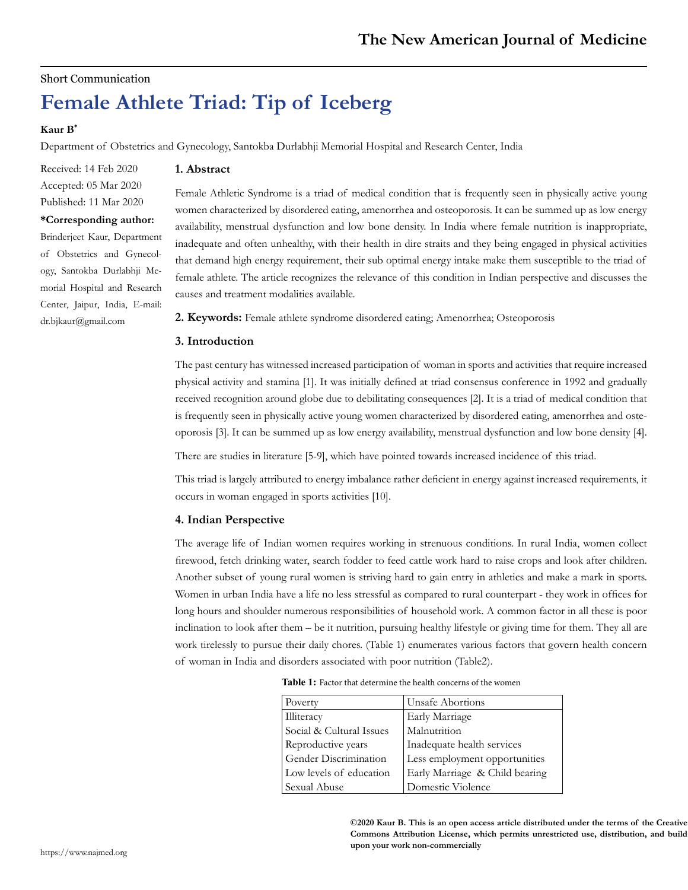Short Communication

# Female Athlete Triad: Tip of Iceberg

**Kaur B***

Department of Obstetrics and Gynecology, Santokba Durlabhji Memorial Hospital and Research Center, India

Received: 14 Feb 2020
Accepted: 05 Mar 2020
Published: 11 Mar 2020

**\*Corresponding author:**
Brinderjeet Kaur, Department of Obstetrics and Gynecology, Santokba Durlabhji Memorial Hospital and Research Center, Jaipur, India, E-mail: dr.bjkaur@gmail.com

## 1. Abstract

Female Athletic Syndrome is a triad of medical condition that is frequently seen in physically active young women characterized by disordered eating, amenorrhea and osteoporosis. It can be summed up as low energy availability, menstrual dysfunction and low bone density. In India where female nutrition is inappropriate, inadequate and often unhealthy, with their health in dire straits and they being engaged in physical activities that demand high energy requirement, their sub optimal energy intake make them susceptible to the triad of female athlete. The article recognizes the relevance of this condition in Indian perspective and discusses the causes and treatment modalities available.

**2. Keywords:** Female athlete syndrome disordered eating; Amenorrhea; Osteoporosis

## 3. Introduction

The past century has witnessed increased participation of woman in sports and activities that require increased physical activity and stamina [1]. It was initially defined at triad consensus conference in 1992 and gradually received recognition around globe due to debilitating consequences [2]. It is a triad of medical condition that is frequently seen in physically active young women characterized by disordered eating, amenorrhea and osteoporosis [3]. It can be summed up as low energy availability, menstrual dysfunction and low bone density [4].

There are studies in literature [5-9], which have pointed towards increased incidence of this triad.

This triad is largely attributed to energy imbalance rather deficient in energy against increased requirements, it occurs in woman engaged in sports activities [10].

## 4. Indian Perspective

The average life of Indian women requires working in strenuous conditions. In rural India, women collect firewood, fetch drinking water, search fodder to feed cattle work hard to raise crops and look after children. Another subset of young rural women is striving hard to gain entry in athletics and make a mark in sports. Women in urban India have a life no less stressful as compared to rural counterpart - they work in offices for long hours and shoulder numerous responsibilities of household work. A common factor in all these is poor inclination to look after them – be it nutrition, pursuing healthy lifestyle or giving time for them. They all are work tirelessly to pursue their daily chores. (Table 1) enumerates various factors that govern health concern of woman in India and disorders associated with poor nutrition (Table2).

**Table 1:** Factor that determine the health concerns of the women

| Poverty | Unsafe Abortions |
|---|---|
| Illiteracy | Early Marriage |
| Social & Cultural Issues | Malnutrition |
| Reproductive years | Inadequate health services |
| Gender Discrimination | Less employment opportunities |
| Low levels of education | Early Marriage & Child bearing |
| Sexual Abuse | Domestic Violence |

**©2020 Kaur B. This is an open access article distributed under the terms of the Creative Commons Attribution License, which permits unrestricted use, distribution, and build upon your work non-commercially**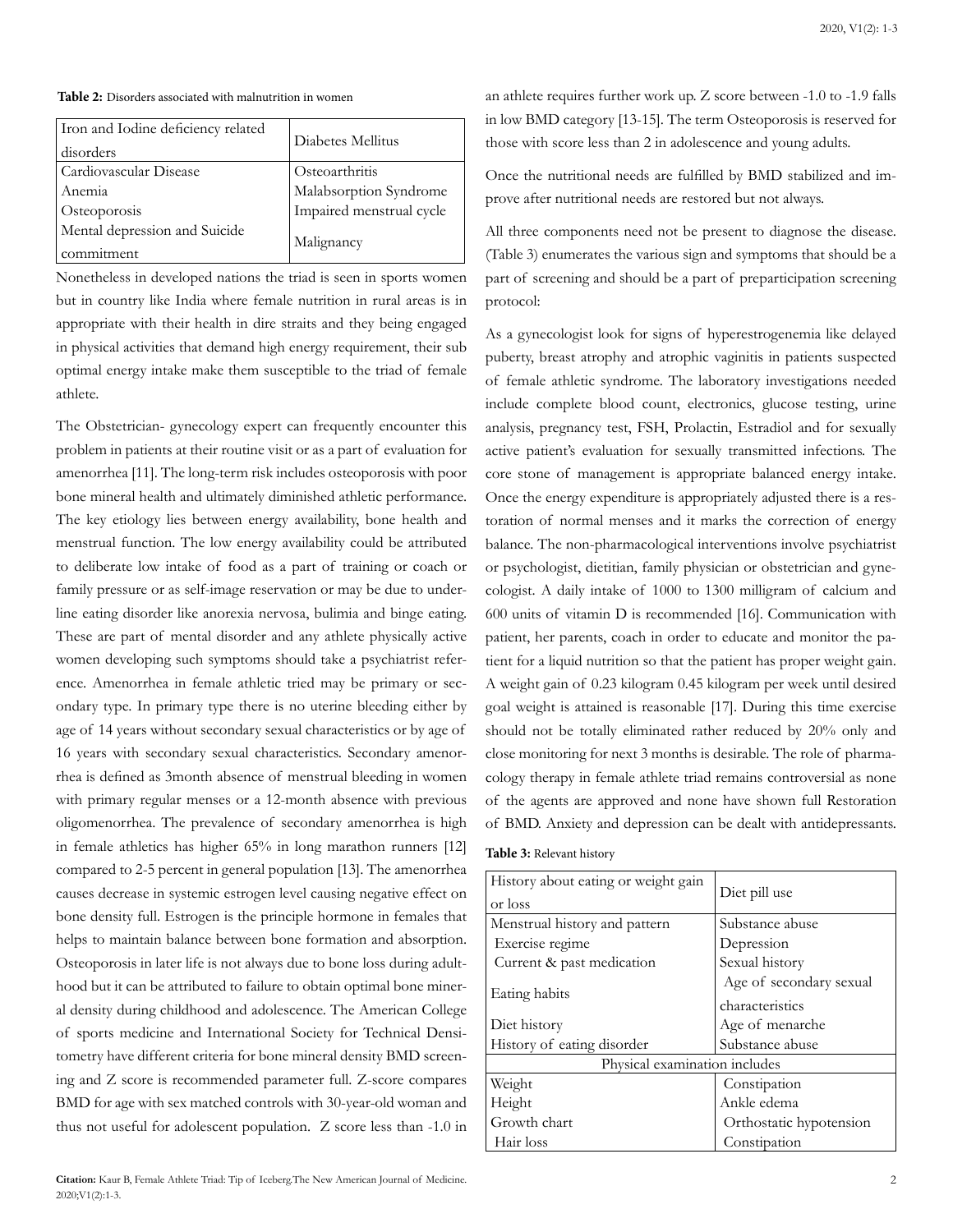**Table 2:** Disorders associated with malnutrition in women

| | |
|---|---|
| Iron and Iodine deficiency related disorders | Diabetes Mellitus |
| Cardiovascular Disease | Osteoarthritis |
| Anemia | Malabsorption Syndrome |
| Osteoporosis | Impaired menstrual cycle |
| Mental depression and Suicide commitment | Malignancy |

Nonetheless in developed nations the triad is seen in sports women but in country like India where female nutrition in rural areas is in appropriate with their health in dire straits and they being engaged in physical activities that demand high energy requirement, their sub optimal energy intake make them susceptible to the triad of female athlete.

The Obstetrician- gynecology expert can frequently encounter this problem in patients at their routine visit or as a part of evaluation for amenorrhea [11]. The long-term risk includes osteoporosis with poor bone mineral health and ultimately diminished athletic performance. The key etiology lies between energy availability, bone health and menstrual function. The low energy availability could be attributed to deliberate low intake of food as a part of training or coach or family pressure or as self-image reservation or may be due to underline eating disorder like anorexia nervosa, bulimia and binge eating. These are part of mental disorder and any athlete physically active women developing such symptoms should take a psychiatrist reference. Amenorrhea in female athletic tried may be primary or secondary type. In primary type there is no uterine bleeding either by age of 14 years without secondary sexual characteristics or by age of 16 years with secondary sexual characteristics. Secondary amenorrhea is defined as 3month absence of menstrual bleeding in women with primary regular menses or a 12-month absence with previous oligomenorrhea. The prevalence of secondary amenorrhea is high in female athletics has higher 65% in long marathon runners [12] compared to 2-5 percent in general population [13]. The amenorrhea causes decrease in systemic estrogen level causing negative effect on bone density full. Estrogen is the principle hormone in females that helps to maintain balance between bone formation and absorption. Osteoporosis in later life is not always due to bone loss during adulthood but it can be attributed to failure to obtain optimal bone mineral density during childhood and adolescence. The American College of sports medicine and International Society for Technical Densitometry have different criteria for bone mineral density BMD screening and Z score is recommended parameter full. Z-score compares BMD for age with sex matched controls with 30-year-old woman and thus not useful for adolescent population. Z score less than -1.0 in an athlete requires further work up. Z score between -1.0 to -1.9 falls in low BMD category [13-15]. The term Osteoporosis is reserved for those with score less than 2 in adolescence and young adults.

Once the nutritional needs are fulfilled by BMD stabilized and improve after nutritional needs are restored but not always.

All three components need not be present to diagnose the disease. (Table 3) enumerates the various sign and symptoms that should be a part of screening and should be a part of preparticipation screening protocol:

As a gynecologist look for signs of hyperestrogenemia like delayed puberty, breast atrophy and atrophic vaginitis in patients suspected of female athletic syndrome. The laboratory investigations needed include complete blood count, electronics, glucose testing, urine analysis, pregnancy test, FSH, Prolactin, Estradiol and for sexually active patient's evaluation for sexually transmitted infections. The core stone of management is appropriate balanced energy intake. Once the energy expenditure is appropriately adjusted there is a restoration of normal menses and it marks the correction of energy balance. The non-pharmacological interventions involve psychiatrist or psychologist, dietitian, family physician or obstetrician and gynecologist. A daily intake of 1000 to 1300 milligram of calcium and 600 units of vitamin D is recommended [16]. Communication with patient, her parents, coach in order to educate and monitor the patient for a liquid nutrition so that the patient has proper weight gain. A weight gain of 0.23 kilogram 0.45 kilogram per week until desired goal weight is attained is reasonable [17]. During this time exercise should not be totally eliminated rather reduced by 20% only and close monitoring for next 3 months is desirable. The role of pharmacology therapy in female athlete triad remains controversial as none of the agents are approved and none have shown full Restoration of BMD. Anxiety and depression can be dealt with antidepressants.

**Table 3:** Relevant history

| | |
|---|---|
| History about eating or weight gain or loss | Diet pill use |
| Menstrual history and pattern | Substance abuse |
| Exercise regime | Depression |
| Current & past medication | Sexual history |
| Eating habits | Age of secondary sexual characteristics |
| Diet history | Age of menarche |
| History of eating disorder | Substance abuse |
| **Physical examination includes** | |
| Weight | Constipation |
| Height | Ankle edema |
| Growth chart | Orthostatic hypotension |
| Hair loss | Constipation |

**Citation:** Kaur B, Female Athlete Triad: Tip of Iceberg.The New American Journal of Medicine. 2020;V1(2):1-3.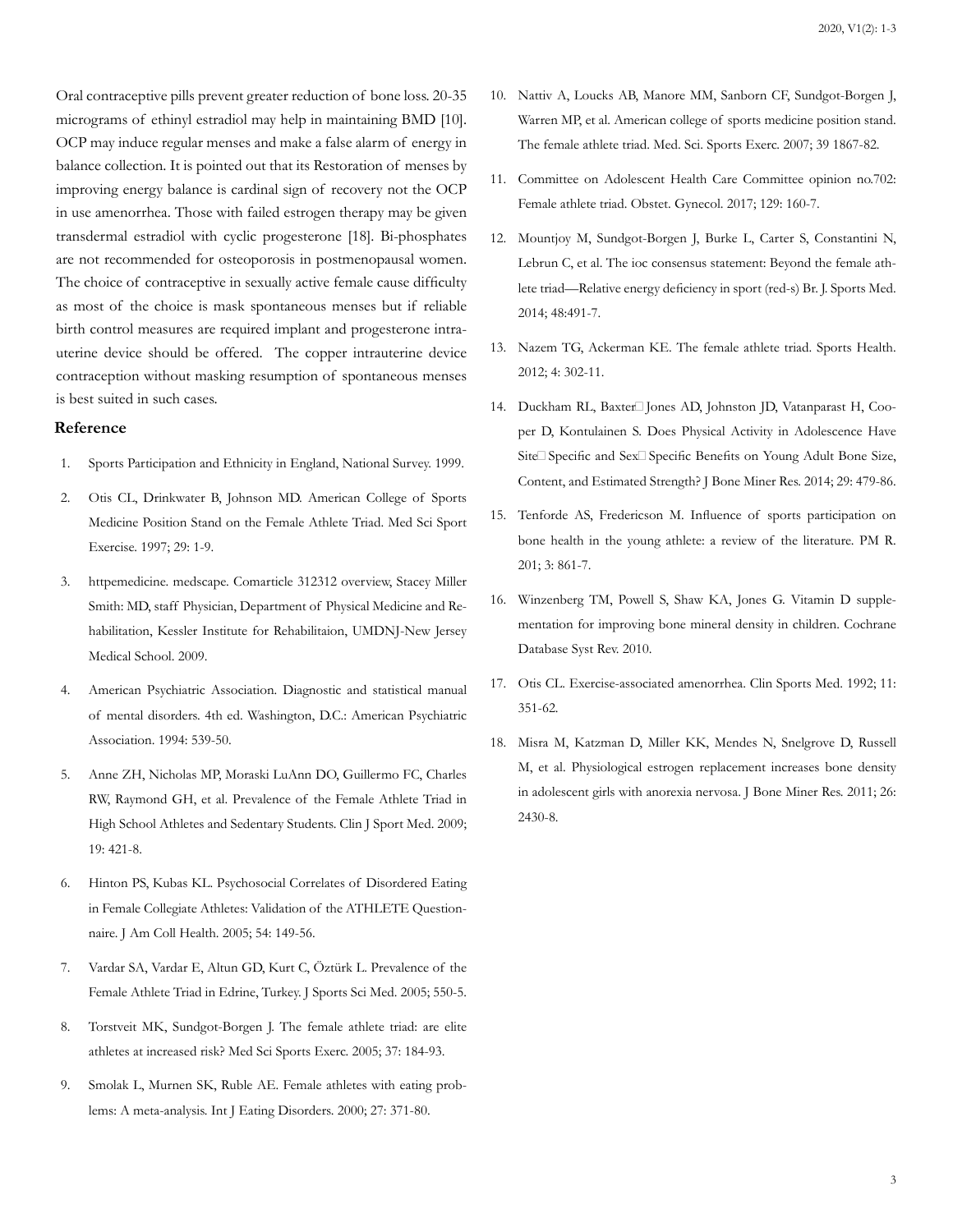Oral contraceptive pills prevent greater reduction of bone loss. 20-35 micrograms of ethinyl estradiol may help in maintaining BMD [10]. OCP may induce regular menses and make a false alarm of energy in balance collection. It is pointed out that its Restoration of menses by improving energy balance is cardinal sign of recovery not the OCP in use amenorrhea. Those with failed estrogen therapy may be given transdermal estradiol with cyclic progesterone [18]. Bi-phosphates are not recommended for osteoporosis in postmenopausal women. The choice of contraceptive in sexually active female cause difficulty as most of the choice is mask spontaneous menses but if reliable birth control measures are required implant and progesterone intrauterine device should be offered. The copper intrauterine device contraception without masking resumption of spontaneous menses is best suited in such cases.

## Reference

1. Sports Participation and Ethnicity in England, National Survey. 1999.
2. Otis CL, Drinkwater B, Johnson MD. American College of Sports Medicine Position Stand on the Female Athlete Triad. Med Sci Sport Exercise. 1997; 29: 1-9.
3. httpemedicine. medscape. Comarticle 312312 overview, Stacey Miller Smith: MD, staff Physician, Department of Physical Medicine and Rehabilitation, Kessler Institute for Rehabilitaion, UMDNJ-New Jersey Medical School. 2009.
4. American Psychiatric Association. Diagnostic and statistical manual of mental disorders. 4th ed. Washington, D.C.: American Psychiatric Association. 1994: 539-50.
5. Anne ZH, Nicholas MP, Moraski LuAnn DO, Guillermo FC, Charles RW, Raymond GH, et al. Prevalence of the Female Athlete Triad in High School Athletes and Sedentary Students. Clin J Sport Med. 2009; 19: 421-8.
6. Hinton PS, Kubas KL. Psychosocial Correlates of Disordered Eating in Female Collegiate Athletes: Validation of the ATHLETE Questionnaire. J Am Coll Health. 2005; 54: 149-56.
7. Vardar SA, Vardar E, Altun GD, Kurt C, Öztürk L. Prevalence of the Female Athlete Triad in Edrine, Turkey. J Sports Sci Med. 2005; 550-5.
8. Torstveit MK, Sundgot-Borgen J. The female athlete triad: are elite athletes at increased risk? Med Sci Sports Exerc. 2005; 37: 184-93.
9. Smolak L, Murnen SK, Ruble AE. Female athletes with eating problems: A meta-analysis. Int J Eating Disorders. 2000; 27: 371-80.
10. Nattiv A, Loucks AB, Manore MM, Sanborn CF, Sundgot-Borgen J, Warren MP, et al. American college of sports medicine position stand. The female athlete triad. Med. Sci. Sports Exerc. 2007; 39 1867-82.
11. Committee on Adolescent Health Care Committee opinion no.702: Female athlete triad. Obstet. Gynecol. 2017; 129: 160-7.
12. Mountjoy M, Sundgot-Borgen J, Burke L, Carter S, Constantini N, Lebrun C, et al. The ioc consensus statement: Beyond the female athlete triad—Relative energy deficiency in sport (red-s) Br. J. Sports Med. 2014; 48:491-7.
13. Nazem TG, Ackerman KE. The female athlete triad. Sports Health. 2012; 4: 302-11.
14. Duckham RL, Baxter Jones AD, Johnston JD, Vatanparast H, Cooper D, Kontulainen S. Does Physical Activity in Adolescence Have Site Specific and Sex Specific Benefits on Young Adult Bone Size, Content, and Estimated Strength? J Bone Miner Res. 2014; 29: 479-86.
15. Tenforde AS, Fredericson M. Influence of sports participation on bone health in the young athlete: a review of the literature. PM R. 201; 3: 861-7.
16. Winzenberg TM, Powell S, Shaw KA, Jones G. Vitamin D supplementation for improving bone mineral density in children. Cochrane Database Syst Rev. 2010.
17. Otis CL. Exercise-associated amenorrhea. Clin Sports Med. 1992; 11: 351-62.
18. Misra M, Katzman D, Miller KK, Mendes N, Snelgrove D, Russell M, et al. Physiological estrogen replacement increases bone density in adolescent girls with anorexia nervosa. J Bone Miner Res. 2011; 26: 2430-8.